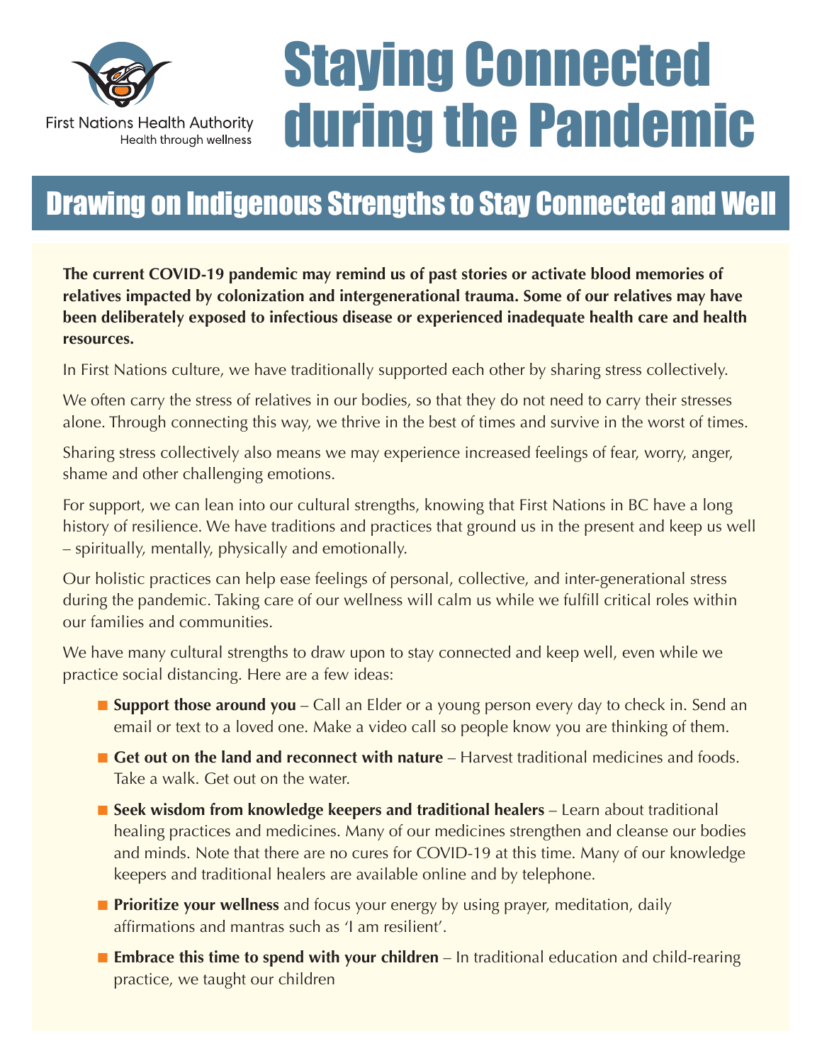First Nations Health Authority
Health through wellness

# Staying Connected during the Pandemic

## Drawing on Indigenous Strengths to Stay Connected and Well

**The current COVID-19 pandemic may remind us of past stories or activate blood memories of relatives impacted by colonization and intergenerational trauma. Some of our relatives may have been deliberately exposed to infectious disease or experienced inadequate health care and health resources.**

In First Nations culture, we have traditionally supported each other by sharing stress collectively.

We often carry the stress of relatives in our bodies, so that they do not need to carry their stresses alone. Through connecting this way, we thrive in the best of times and survive in the worst of times.

Sharing stress collectively also means we may experience increased feelings of fear, worry, anger, shame and other challenging emotions.

For support, we can lean into our cultural strengths, knowing that First Nations in BC have a long history of resilience. We have traditions and practices that ground us in the present and keep us well – spiritually, mentally, physically and emotionally.

Our holistic practices can help ease feelings of personal, collective, and inter-generational stress during the pandemic. Taking care of our wellness will calm us while we fulfill critical roles within our families and communities.

We have many cultural strengths to draw upon to stay connected and keep well, even while we practice social distancing. Here are a few ideas:

- **Support those around you** – Call an Elder or a young person every day to check in. Send an email or text to a loved one. Make a video call so people know you are thinking of them.
- **Get out on the land and reconnect with nature** – Harvest traditional medicines and foods. Take a walk. Get out on the water.
- **Seek wisdom from knowledge keepers and traditional healers** – Learn about traditional healing practices and medicines. Many of our medicines strengthen and cleanse our bodies and minds. Note that there are no cures for COVID-19 at this time. Many of our knowledge keepers and traditional healers are available online and by telephone.
- **Prioritize your wellness** and focus your energy by using prayer, meditation, daily affirmations and mantras such as 'I am resilient'.
- **Embrace this time to spend with your children** – In traditional education and child-rearing practice, we taught our children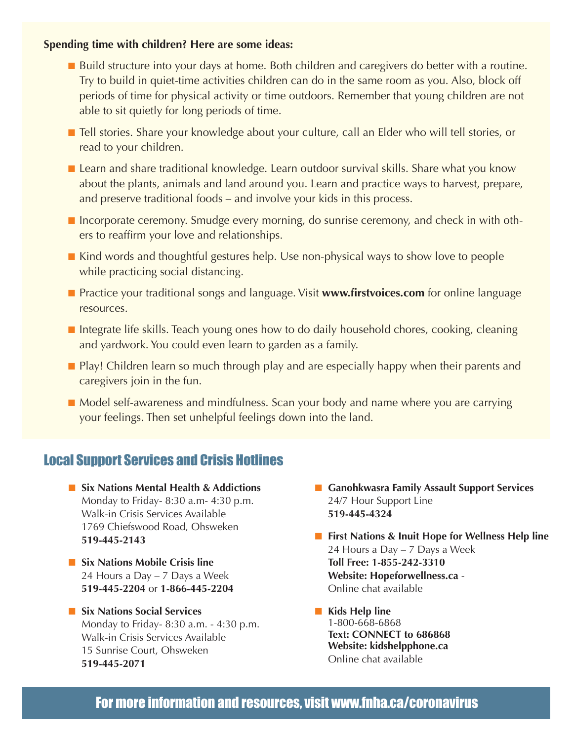**Spending time with children? Here are some ideas:**

- Build structure into your days at home. Both children and caregivers do better with a routine. Try to build in quiet-time activities children can do in the same room as you. Also, block off periods of time for physical activity or time outdoors. Remember that young children are not able to sit quietly for long periods of time.
- Tell stories. Share your knowledge about your culture, call an Elder who will tell stories, or read to your children.
- Learn and share traditional knowledge. Learn outdoor survival skills. Share what you know about the plants, animals and land around you. Learn and practice ways to harvest, prepare, and preserve traditional foods – and involve your kids in this process.
- Incorporate ceremony. Smudge every morning, do sunrise ceremony, and check in with others to reaffirm your love and relationships.
- Kind words and thoughtful gestures help. Use non-physical ways to show love to people while practicing social distancing.
- Practice your traditional songs and language. Visit **www.firstvoices.com** for online language resources.
- Integrate life skills. Teach young ones how to do daily household chores, cooking, cleaning and yardwork. You could even learn to garden as a family.
- Play! Children learn so much through play and are especially happy when their parents and caregivers join in the fun.
- Model self-awareness and mindfulness. Scan your body and name where you are carrying your feelings. Then set unhelpful feelings down into the land.

## Local Support Services and Crisis Hotlines

- **Six Nations Mental Health & Addictions**
  Monday to Friday- 8:30 a.m- 4:30 p.m.
  Walk-in Crisis Services Available
  1769 Chiefswood Road, Ohsweken
  **519-445-2143**
- **Six Nations Mobile Crisis line**
  24 Hours a Day – 7 Days a Week
  **519-445-2204** or **1-866-445-2204**
- **Six Nations Social Services**
  Monday to Friday- 8:30 a.m. - 4:30 p.m.
  Walk-in Crisis Services Available
  15 Sunrise Court, Ohsweken
  **519-445-2071**
- **Ganohkwasra Family Assault Support Services**
  24/7 Hour Support Line
  **519-445-4324**
- **First Nations & Inuit Hope for Wellness Help line**
  24 Hours a Day – 7 Days a Week
  **Toll Free: 1-855-242-3310**
  **Website: Hopeforwellness.ca** -
  Online chat available
- **Kids Help line**
  1-800-668-6868
  **Text: CONNECT to 686868**
  **Website: kidshelpphone.ca**
  Online chat available

**For more information and resources, visit www.fnha.ca/coronavirus**